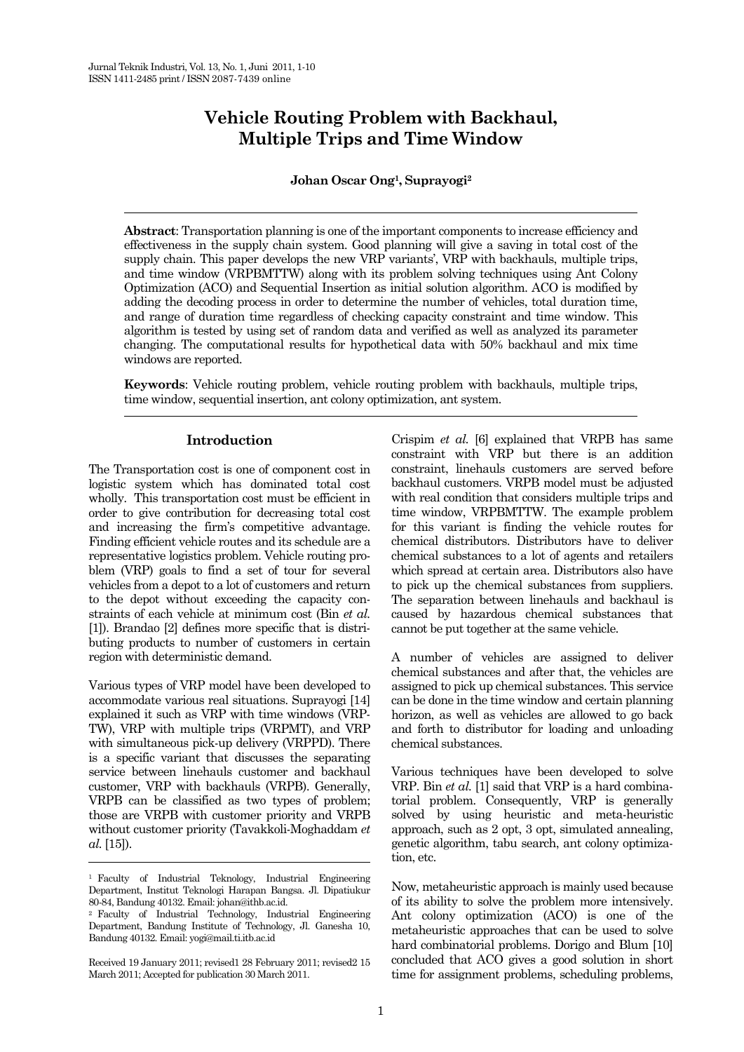# Vehicle Routing Problem with Backhaul, Multiple Trips and Time Window

**Johan Oscar Ong[1], Suprayogi[2]**

**Abstract**: Transportation planning is one of the important components to increase efficiency and effectiveness in the supply chain system. Good planning will give a saving in total cost of the supply chain. This paper develops the new VRP variants', VRP with backhauls, multiple trips, and time window (VRPBMTTW) along with its problem solving techniques using Ant Colony Optimization (ACO) and Sequential Insertion as initial solution algorithm. ACO is modified by adding the decoding process in order to determine the number of vehicles, total duration time, and range of duration time regardless of checking capacity constraint and time window. This algorithm is tested by using set of random data and verified as well as analyzed its parameter changing. The computational results for hypothetical data with 50% backhaul and mix time windows are reported.

**Keywords**: Vehicle routing problem, vehicle routing problem with backhauls, multiple trips, time window, sequential insertion, ant colony optimization, ant system.

## Introduction

The Transportation cost is one of component cost in logistic system which has dominated total cost wholly. This transportation cost must be efficient in order to give contribution for decreasing total cost and increasing the firm's competitive advantage. Finding efficient vehicle routes and its schedule are a representative logistics problem. Vehicle routing problem (VRP) goals to find a set of tour for several vehicles from a depot to a lot of customers and return to the depot without exceeding the capacity constraints of each vehicle at minimum cost (Bin *et al.* [1]). Brandao [2] defines more specific that is distributing products to number of customers in certain region with deterministic demand.

Various types of VRP model have been developed to accommodate various real situations. Suprayogi [14] explained it such as VRP with time windows (VRP-TW), VRP with multiple trips (VRPMT), and VRP with simultaneous pick-up delivery (VRPPD). There is a specific variant that discusses the separating service between linehauls customer and backhaul customer, VRP with backhauls (VRPB). Generally, VRPB can be classified as two types of problem; those are VRPB with customer priority and VRPB without customer priority (Tavakkoli-Moghaddam *et al.* [15]).

[1] Faculty of Industrial Teknology, Industrial Engineering Department, Institut Teknologi Harapan Bangsa. Jl. Dipatiukur 80-84, Bandung 40132. Email: johan@ithb.ac.id.

[2] Faculty of Industrial Technology, Industrial Engineering Department, Bandung Institute of Technology, Jl. Ganesha 10, Bandung 40132. Email: yogi@mail.ti.itb.ac.id

Received 19 January 2011; revised1 28 February 2011; revised2 15 March 2011; Accepted for publication 30 March 2011.

Crispim *et al.* [6] explained that VRPB has same constraint with VRP but there is an addition constraint, linehauls customers are served before backhaul customers. VRPB model must be adjusted with real condition that considers multiple trips and time window, VRPBMTTW. The example problem for this variant is finding the vehicle routes for chemical distributors. Distributors have to deliver chemical substances to a lot of agents and retailers which spread at certain area. Distributors also have to pick up the chemical substances from suppliers. The separation between linehauls and backhaul is caused by hazardous chemical substances that cannot be put together at the same vehicle.

A number of vehicles are assigned to deliver chemical substances and after that, the vehicles are assigned to pick up chemical substances. This service can be done in the time window and certain planning horizon, as well as vehicles are allowed to go back and forth to distributor for loading and unloading chemical substances.

Various techniques have been developed to solve VRP. Bin *et al.* [1] said that VRP is a hard combinatorial problem. Consequently, VRP is generally solved by using heuristic and meta-heuristic approach, such as 2 opt, 3 opt, simulated annealing, genetic algorithm, tabu search, ant colony optimization, etc.

Now, metaheuristic approach is mainly used because of its ability to solve the problem more intensively. Ant colony optimization (ACO) is one of the metaheuristic approaches that can be used to solve hard combinatorial problems. Dorigo and Blum [10] concluded that ACO gives a good solution in short time for assignment problems, scheduling problems,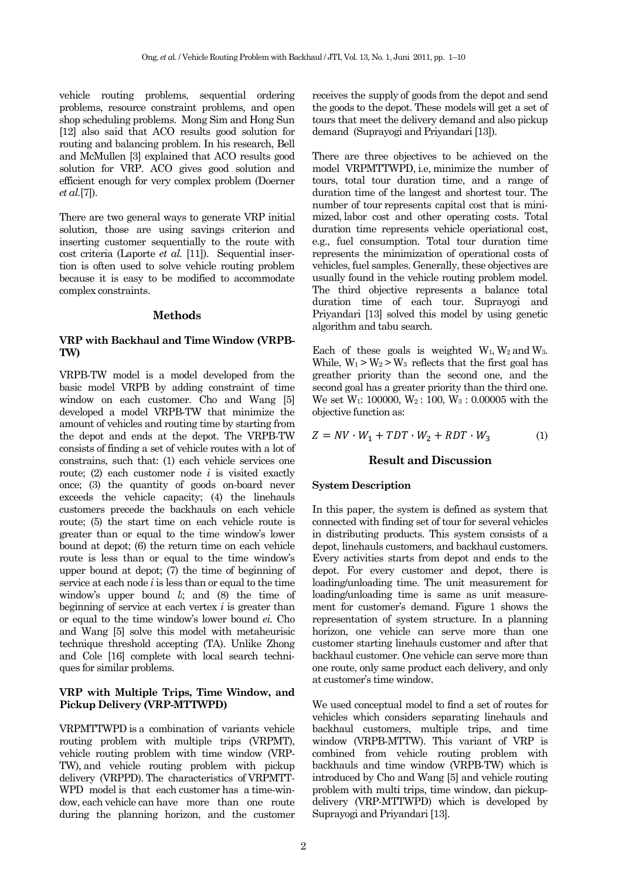vehicle routing problems, sequential ordering problems, resource constraint problems, and open shop scheduling problems. Mong Sim and Hong Sun [12] also said that ACO results good solution for routing and balancing problem. In his research, Bell and McMullen [3] explained that ACO results good solution for VRP. ACO gives good solution and efficient enough for very complex problem (Doerner *et al.*[7]).

There are two general ways to generate VRP initial solution, those are using savings criterion and inserting customer sequentially to the route with cost criteria (Laporte *et al.* [11]). Sequential insertion is often used to solve vehicle routing problem because it is easy to be modified to accommodate complex constraints.

## Methods

### VRP with Backhaul and Time Window (VRPB-TW)

VRPB-TW model is a model developed from the basic model VRPB by adding constraint of time window on each customer. Cho and Wang [5] developed a model VRPB-TW that minimize the amount of vehicles and routing time by starting from the depot and ends at the depot. The VRPB-TW consists of finding a set of vehicle routes with a lot of constrains, such that: (1) each vehicle services one route; (2) each customer node $i$ is visited exactly once; (3) the quantity of goods on-board never exceeds the vehicle capacity; (4) the linehauls customers precede the backhauls on each vehicle route; (5) the start time on each vehicle route is greater than or equal to the time window's lower bound at depot; (6) the return time on each vehicle route is less than or equal to the time window's upper bound at depot; (7) the time of beginning of service at each node $i$ is less than or equal to the time window's upper bound $l_i$; and (8) the time of beginning of service at each vertex $i$ is greater than or equal to the time window's lower bound $e_i$. Cho and Wang [5] solve this model with metaheurisic technique threshold accepting (TA). Unlike Zhong and Cole [16] complete with local search techniques for similar problems.

### VRP with Multiple Trips, Time Window, and Pickup Delivery (VRP-MTTWPD)

VRPMTTWPD is a combination of variants vehicle routing problem with multiple trips (VRPMT), vehicle routing problem with time window (VRP-TW), and vehicle routing problem with pickup delivery (VRPPD). The characteristics of VRPMTT-WPD model is that each customer has a time-window, each vehicle can have more than one route during the planning horizon, and the customer receives the supply of goods from the depot and send the goods to the depot. These models will get a set of tours that meet the delivery demand and also pickup demand (Suprayogi and Priyandari [13]).

There are three objectives to be achieved on the model VRPMTTWPD, i.e, minimize the number of tours, total tour duration time, and a range of duration time of the langest and shortest tour. The number of tour represents capital cost that is minimized, labor cost and other operating costs. Total duration time represents vehicle operiational cost, e.g., fuel consumption. Total tour duration time represents the minimization of operational costs of vehicles, fuel samples. Generally, these objectives are usually found in the vehicle routing problem model. The third objective represents a balance total duration time of each tour. Suprayogi and Priyandari [13] solved this model by using genetic algorithm and tabu search.

Each of these goals is weighted $W_1$, $W_2$ and $W_3$. While, $W_1 > W_2 > W_3$ reflects that the first goal has greather priority than the second one, and the second goal has a greater priority than the third one. We set $W_1$: 100000, $W_2$ : 100, $W_3$ : 0.00005 with the objective function as:

$$Z = NV \cdot W_1 + TDT \cdot W_2 + RDT \cdot W_3 \quad (1)$$

## Result and Discussion

### System Description

In this paper, the system is defined as system that connected with finding set of tour for several vehicles in distributing products. This system consists of a depot, linehauls customers, and backhaul customers. Every activities starts from depot and ends to the depot. For every customer and depot, there is loading/unloading time. The unit measurement for loading/unloading time is same as unit measurement for customer's demand. Figure 1 shows the representation of system structure. In a planning horizon, one vehicle can serve more than one customer starting linehauls customer and after that backhaul customer. One vehicle can serve more than one route, only same product each delivery, and only at customer's time window.

We used conceptual model to find a set of routes for vehicles which considers separating linehauls and backhaul customers, multiple trips, and time window (VRPB-MTTW). This variant of VRP is combined from vehicle routing problem with backhauls and time window (VRPB-TW) which is introduced by Cho and Wang [5] and vehicle routing problem with multi trips, time window, dan pickup-delivery (VRP-MTTWPD) which is developed by Suprayogi and Priyandari [13].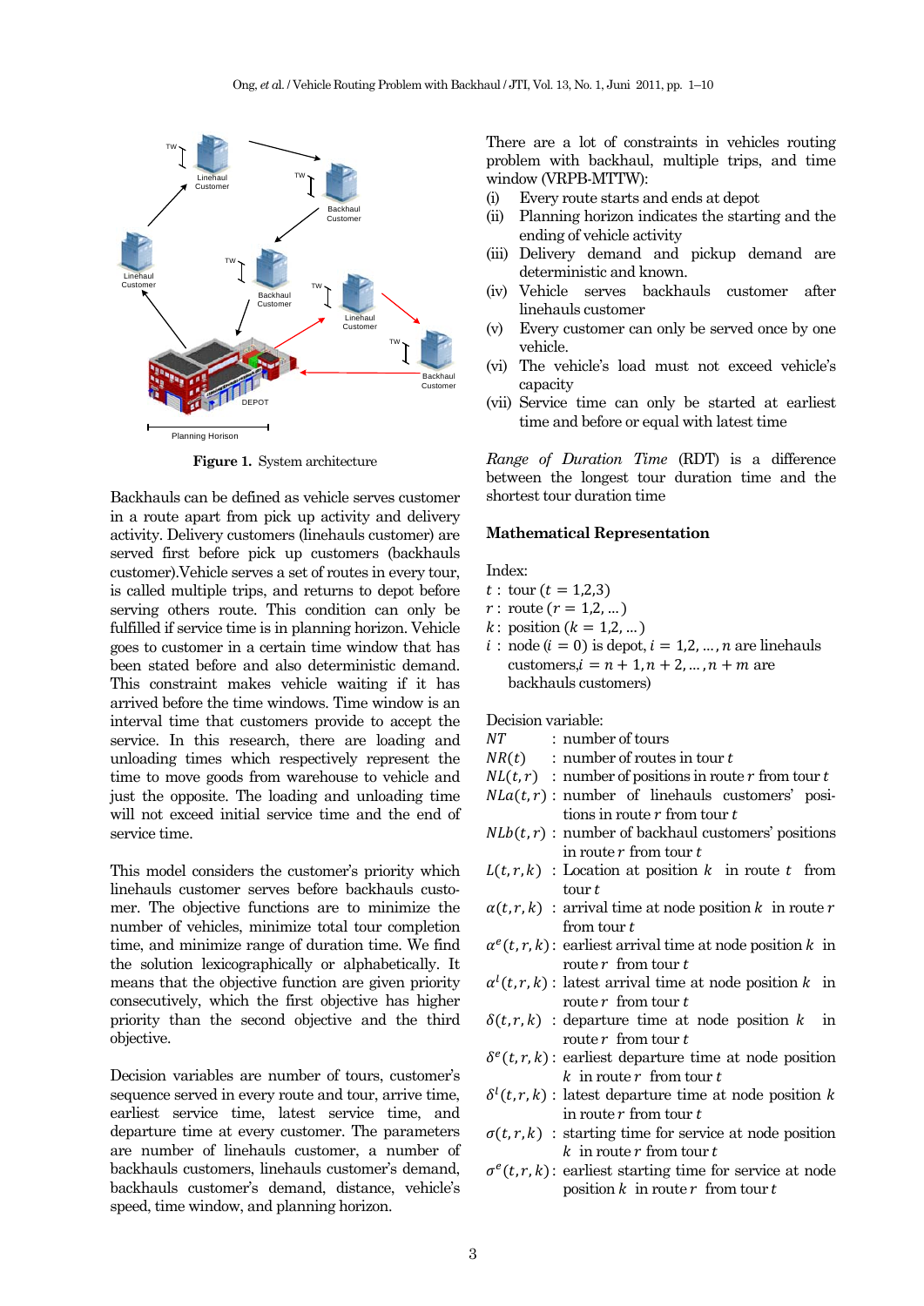**Figure 1.** System architecture

Backhauls can be defined as vehicle serves customer in a route apart from pick up activity and delivery activity. Delivery customers (linehauls customer) are served first before pick up customers (backhauls customer).Vehicle serves a set of routes in every tour, is called multiple trips, and returns to depot before serving others route. This condition can only be fulfilled if service time is in planning horizon. Vehicle goes to customer in a certain time window that has been stated before and also deterministic demand. This constraint makes vehicle waiting if it has arrived before the time windows. Time window is an interval time that customers provide to accept the service. In this research, there are loading and unloading times which respectively represent the time to move goods from warehouse to vehicle and just the opposite. The loading and unloading time will not exceed initial service time and the end of service time.

This model considers the customer's priority which linehauls customer serves before backhauls customer. The objective functions are to minimize the number of vehicles, minimize total tour completion time, and minimize range of duration time. We find the solution lexicographically or alphabetically. It means that the objective function are given priority consecutively, which the first objective has higher priority than the second objective and the third objective.

Decision variables are number of tours, customer's sequence served in every route and tour, arrive time, earliest service time, latest service time, and departure time at every customer. The parameters are number of linehauls customer, a number of backhauls customers, linehauls customer's demand, backhauls customer's demand, distance, vehicle's speed, time window, and planning horizon.

There are a lot of constraints in vehicles routing problem with backhaul, multiple trips, and time window (VRPB-MTTW):

(i) Every route starts and ends at depot
(ii) Planning horizon indicates the starting and the ending of vehicle activity
(iii) Delivery demand and pickup demand are deterministic and known.
(iv) Vehicle serves backhauls customer after linehauls customer
(v) Every customer can only be served once by one vehicle.
(vi) The vehicle's load must not exceed vehicle's capacity
(vii) Service time can only be started at earliest time and before or equal with latest time

*Range of Duration Time* (RDT) is a difference between the longest tour duration time and the shortest tour duration time

## Mathematical Representation

Index:

$t$ : tour ($t = 1{,}2{,}3$)
$r$ : route ($r = 1{,}2, \ldots$)
$k$ : position ($k = 1{,}2, \ldots$)
$i$ : node ($i = 0$) is depot, $i = 1{,}2, \ldots, n$ are linehauls customers,$i = n+1, n+2, \ldots, n+m$ are backhauls customers)

Decision variable:

$NT$ : number of tours
$NR(t)$ : number of routes in tour $t$
$NL(t,r)$ : number of positions in route $r$ from tour $t$
$NLa(t,r)$ : number of linehauls customers' positions in route $r$ from tour $t$
$NLb(t,r)$ : number of backhaul customers' positions in route $r$ from tour $t$
$L(t,r,k)$ : Location at position $k$ in route $t$ from tour $t$
$\alpha(t,r,k)$ : arrival time at node position $k$ in route $r$ from tour $t$
$\alpha^e(t,r,k)$ : earliest arrival time at node position $k$ in route $r$ from tour $t$
$\alpha^l(t,r,k)$ : latest arrival time at node position $k$ in route $r$ from tour $t$
$\delta(t,r,k)$ : departure time at node position $k$ in route $r$ from tour $t$
$\delta^e(t,r,k)$ : earliest departure time at node position $k$ in route $r$ from tour $t$
$\delta^l(t,r,k)$ : latest departure time at node position $k$ in route $r$ from tour $t$
$\sigma(t,r,k)$ : starting time for service at node position $k$ in route $r$ from tour $t$
$\sigma^e(t,r,k)$ : earliest starting time for service at node position $k$ in route $r$ from tour $t$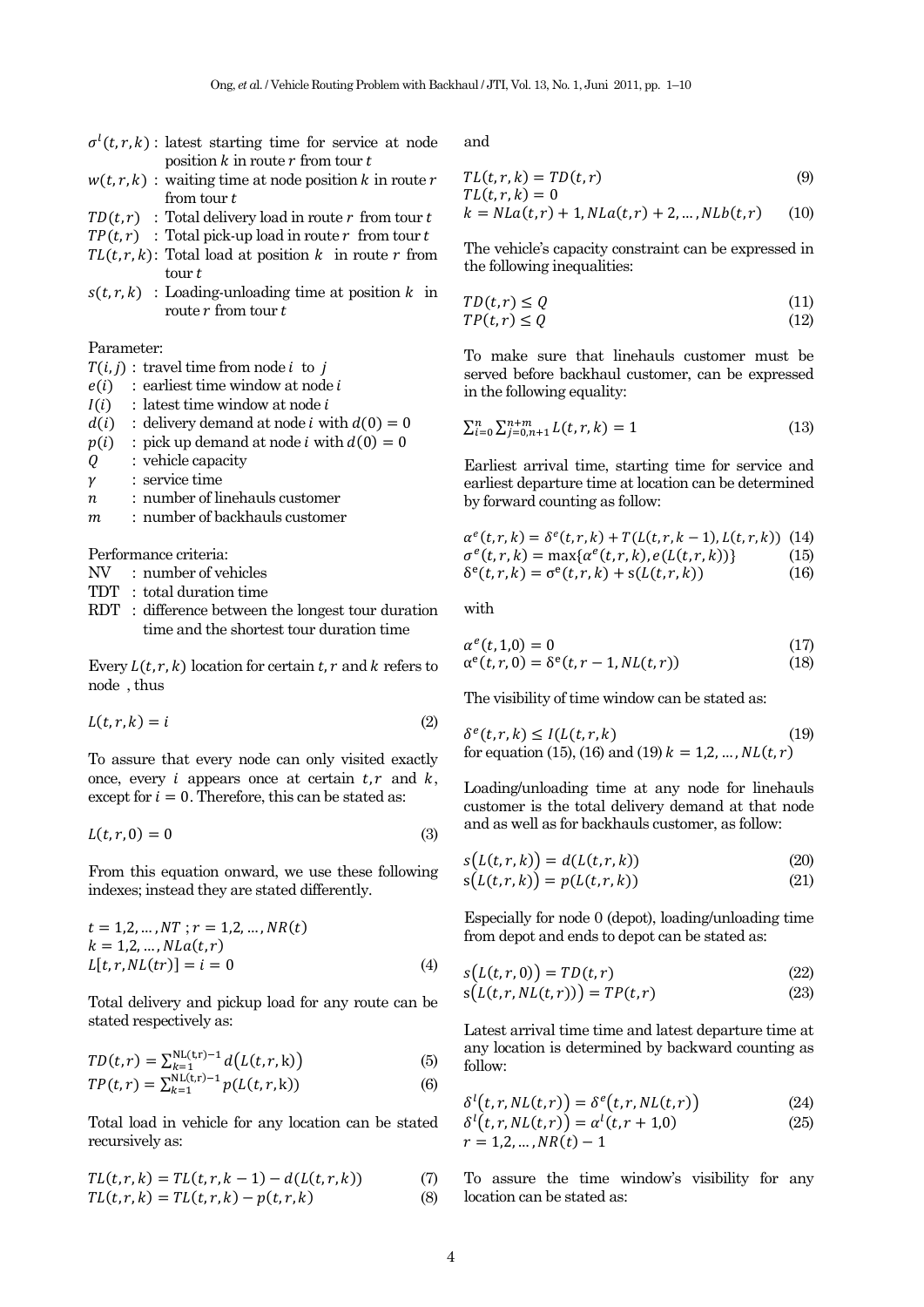$\sigma^l(t,r,k)$ : latest starting time for service at node position $k$ in route $r$ from tour $t$

$w(t,r,k)$ : waiting time at node position $k$ in route $r$ from tour $t$

$TD(t,r)$ : Total delivery load in route $r$ from tour $t$

$TP(t,r)$ : Total pick-up load in route $r$ from tour $t$

$TL(t,r,k)$: Total load at position $k$ in route $r$ from tour $t$

$s(t,r,k)$ : Loading-unloading time at position $k$ in route $r$ from tour $t$

Parameter:

$T(i,j)$ : travel time from node $i$ to $j$

$e(i)$ : earliest time window at node $i$

$I(i)$ : latest time window at node $i$

$d(i)$ : delivery demand at node $i$ with $d(0) = 0$

$p(i)$ : pick up demand at node $i$ with $d(0) = 0$

$Q$ : vehicle capacity

$\gamma$ : service time

$n$ : number of linehauls customer

$m$ : number of backhauls customer

Performance criteria:

NV : number of vehicles

TDT : total duration time

RDT : difference between the longest tour duration time and the shortest tour duration time

Every $L(t,r,k)$ location for certain $t,r$ and $k$ refers to node , thus

$$L(t,r,k) = i \tag{2}$$

To assure that every node can only visited exactly once, every $i$ appears once at certain $t,r$ and $k$, except for $i = 0$. Therefore, this can be stated as:

$$L(t,r,0) = 0 \tag{3}$$

From this equation onward, we use these following indexes; instead they are stated differently.

$$t = 1,2,\ldots,NT\ ;\ r = 1,2,\ldots,NR(t)$$
$$k = 1,2,\ldots,NLa(t,r)$$
$$L[t,r,NL(tr)] = i = 0 \tag{4}$$

Total delivery and pickup load for any route can be stated respectively as:

$$TD(t,r) = \sum_{k=1}^{\mathrm{NL(t,r)}-1} d\big(L(t,r,\mathrm{k})\big) \tag{5}$$
$$TP(t,r) = \sum_{k=1}^{\mathrm{NL(t,r)}-1} p(L(t,r,\mathrm{k})) \tag{6}$$

Total load in vehicle for any location can be stated recursively as:

$$TL(t,r,k) = TL(t,r,k-1) - d(L(t,r,k)) \tag{7}$$
$$TL(t,r,k) = TL(t,r,k) - p(t,r,k) \tag{8}$$

and

$$TL(t,r,k) = TD(t,r) \tag{9}$$
$$TL(t,r,k) = 0$$
$$k = NLa(t,r)+1, NLa(t,r)+2,\ldots,NLb(t,r) \tag{10}$$

The vehicle's capacity constraint can be expressed in the following inequalities:

$$TD(t,r) \le Q \tag{11}$$
$$TP(t,r) \le Q \tag{12}$$

To make sure that linehauls customer must be served before backhaul customer, can be expressed in the following equality:

$$\sum_{i=0}^{n} \sum_{j=0,n+1}^{n+m} L(t,r,k) = 1 \tag{13}$$

Earliest arrival time, starting time for service and earliest departure time at location can be determined by forward counting as follow:

$$\alpha^e(t,r,k) = \delta^e(t,r,k) + T(L(t,r,k-1), L(t,r,k)) \tag{14}$$
$$\sigma^e(t,r,k) = \max\{\alpha^e(t,r,k), e(L(t,r,k))\} \tag{15}$$
$$\delta^e(t,r,k) = \sigma^e(t,r,k) + s(L(t,r,k)) \tag{16}$$

with

$$\alpha^e(t,1,0) = 0 \tag{17}$$
$$\alpha^e(t,r,0) = \delta^e(t,r-1,NL(t,r)) \tag{18}$$

The visibility of time window can be stated as:

$$\delta^e(t,r,k) \le I(L(t,r,k) \tag{19}$$

for equation (15), (16) and (19) $k = 1,2,\ldots,NL(t,r)$

Loading/unloading time at any node for linehauls customer is the total delivery demand at that node and as well as for backhauls customer, as follow:

$$s\big(L(t,r,k)\big) = d(L(t,r,k)) \tag{20}$$
$$s\big(L(t,r,k)\big) = p(L(t,r,k)) \tag{21}$$

Especially for node 0 (depot), loading/unloading time from depot and ends to depot can be stated as:

$$s\big(L(t,r,0)\big) = TD(t,r) \tag{22}$$
$$s\big(L(t,r,NL(t,r))\big) = TP(t,r) \tag{23}$$

Latest arrival time time and latest departure time at any location is determined by backward counting as follow:

$$\delta^l\big(t,r,NL(t,r)\big) = \delta^e\big(t,r,NL(t,r)\big) \tag{24}$$
$$\delta^l\big(t,r,NL(t,r)\big) = \alpha^l(t,r+1,0) \tag{25}$$
$$r = 1,2,\ldots,NR(t)-1$$

To assure the time window's visibility for any location can be stated as: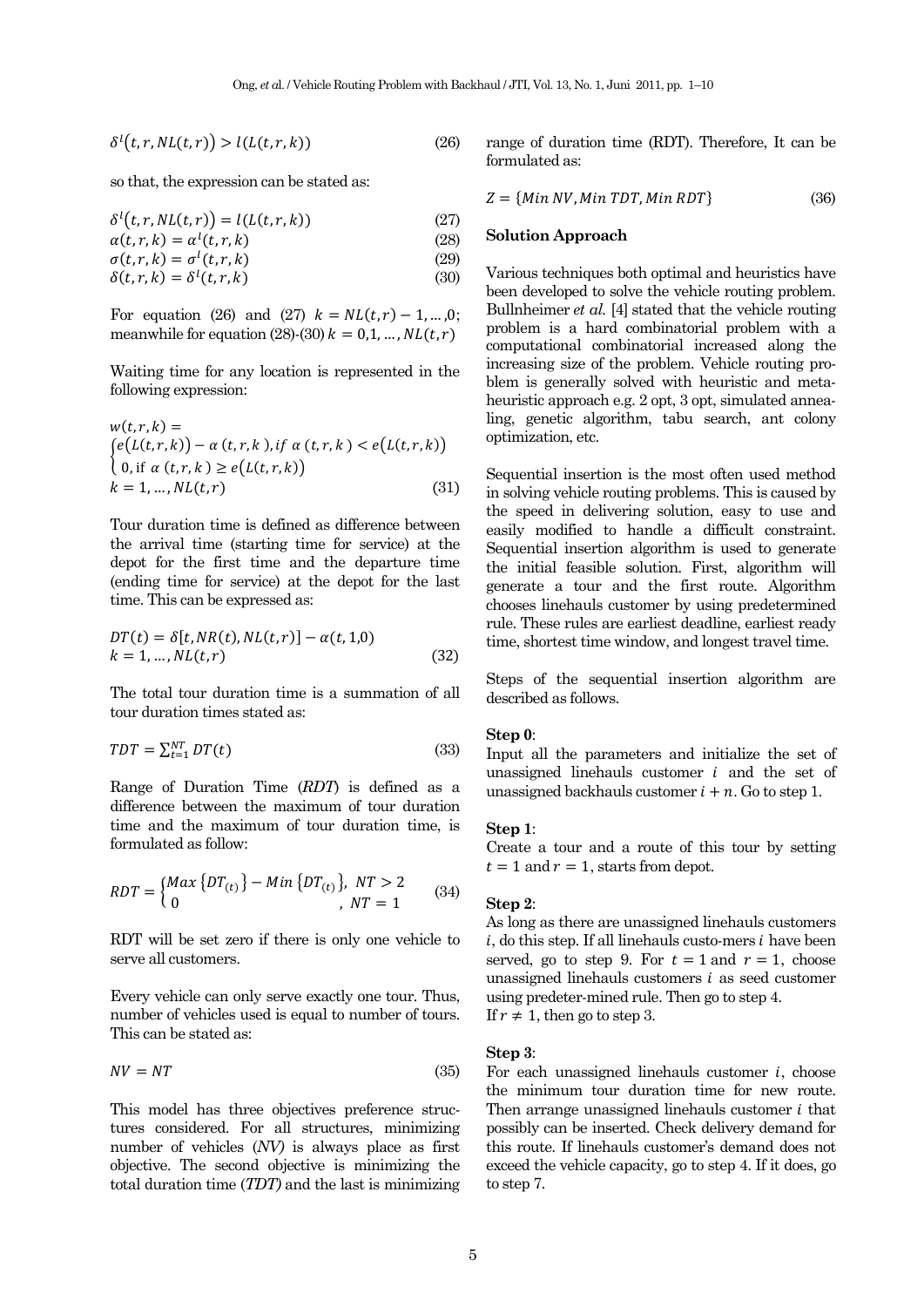$$\delta^l(t,r,NL(t,r)) > l(L(t,r,k)) \tag{26}$$

so that, the expression can be stated as:

$$\delta^l(t,r,NL(t,r)) = l(L(t,r,k)) \tag{27}$$

$$\alpha(t,r,k) = \alpha^l(t,r,k) \tag{28}$$

$$\sigma(t,r,k) = \sigma^l(t,r,k) \tag{29}$$

$$\delta(t,r,k) = \delta^l(t,r,k) \tag{30}$$

For equation (26) and (27) $k = NL(t,r) - 1, \ldots, 0$; meanwhile for equation (28)-(30) $k = 0, 1, \ldots, NL(t,r)$

Waiting time for any location is represented in the following expression:

$$w(t,r,k) = \begin{cases} e(L(t,r,k)) - \alpha(t,r,k), & \text{if } \alpha(t,r,k) < e(L(t,r,k)) \\ 0, & \text{if } \alpha(t,r,k) \geq e(L(t,r,k)) \end{cases}$$
$$k = 1, \ldots, NL(t,r) \tag{31}$$

Tour duration time is defined as difference between the arrival time (starting time for service) at the depot for the first time and the departure time (ending time for service) at the depot for the last time. This can be expressed as:

$$DT(t) = \delta[t, NR(t), NL(t,r)] - \alpha(t,1,0)$$
$$k = 1, \ldots, NL(t,r) \tag{32}$$

The total tour duration time is a summation of all tour duration times stated as:

$$TDT = \sum_{t=1}^{NT} DT(t) \tag{33}$$

Range of Duration Time (*RDT*) is defined as a difference between the maximum of tour duration time and the maximum of tour duration time, is formulated as follow:

$$RDT = \begin{cases} Max\{DT_{(t)}\} - Min\{DT_{(t)}\}, & NT > 2 \\ 0 & , NT = 1 \end{cases} \tag{34}$$

RDT will be set zero if there is only one vehicle to serve all customers.

Every vehicle can only serve exactly one tour. Thus, number of vehicles used is equal to number of tours. This can be stated as:

$$NV = NT \tag{35}$$

This model has three objectives preference structures considered. For all structures, minimizing number of vehicles (*NV*) is always place as first objective. The second objective is minimizing the total duration time (*TDT*) and the last is minimizing range of duration time (RDT). Therefore, It can be formulated as:

$$Z = \{Min\ NV, Min\ TDT, Min\ RDT\} \tag{36}$$

## Solution Approach

Various techniques both optimal and heuristics have been developed to solve the vehicle routing problem. Bullnheimer *et al.* [4] stated that the vehicle routing problem is a hard combinatorial problem with a computational combinatorial increased along the increasing size of the problem. Vehicle routing problem is generally solved with heuristic and meta-heuristic approach e.g. 2 opt, 3 opt, simulated annealing, genetic algorithm, tabu search, ant colony optimization, etc.

Sequential insertion is the most often used method in solving vehicle routing problems. This is caused by the speed in delivering solution, easy to use and easily modified to handle a difficult constraint. Sequential insertion algorithm is used to generate the initial feasible solution. First, algorithm will generate a tour and the first route. Algorithm chooses linehauls customer by using predetermined rule. These rules are earliest deadline, earliest ready time, shortest time window, and longest travel time.

Steps of the sequential insertion algorithm are described as follows.

**Step 0**:
Input all the parameters and initialize the set of unassigned linehauls customer $i$ and the set of unassigned backhauls customer $i + n$. Go to step 1.

**Step 1**:
Create a tour and a route of this tour by setting $t = 1$ and $r = 1$, starts from depot.

**Step 2**:
As long as there are unassigned linehauls customers $i$, do this step. If all linehauls custo-mers $i$ have been served, go to step 9. For $t = 1$ and $r = 1$, choose unassigned linehauls customers $i$ as seed customer using predeter-mined rule. Then go to step 4.
If $r \neq 1$, then go to step 3.

**Step 3**:
For each unassigned linehauls customer $i$, choose the minimum tour duration time for new route. Then arrange unassigned linehauls customer $i$ that possibly can be inserted. Check delivery demand for this route. If linehauls customer's demand does not exceed the vehicle capacity, go to step 4. If it does, go to step 7.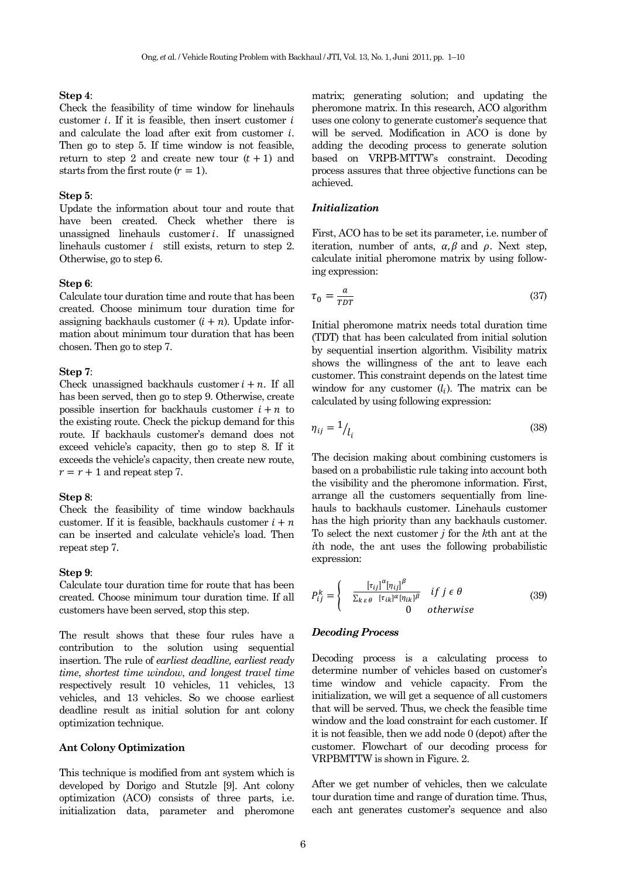**Step 4**:
Check the feasibility of time window for linehauls customer $i$. If it is feasible, then insert customer $i$ and calculate the load after exit from customer $i$. Then go to step 5. If time window is not feasible, return to step 2 and create new tour $(t + 1)$ and starts from the first route $(r = 1)$.

**Step 5**:
Update the information about tour and route that have been created. Check whether there is unassigned linehauls customer $i$. If unassigned linehauls customer $i$ still exists, return to step 2. Otherwise, go to step 6.

**Step 6**:
Calculate tour duration time and route that has been created. Choose minimum tour duration time for assigning backhauls customer $(i + n)$. Update information about minimum tour duration that has been chosen. Then go to step 7.

**Step 7**:
Check unassigned backhauls customer $i + n$. If all has been served, then go to step 9. Otherwise, create possible insertion for backhauls customer $i + n$ to the existing route. Check the pickup demand for this route. If backhauls customer's demand does not exceed vehicle's capacity, then go to step 8. If it exceeds the vehicle's capacity, then create new route, $r = r + 1$ and repeat step 7.

**Step 8**:
Check the feasibility of time window backhauls customer. If it is feasible, backhauls customer $i + n$ can be inserted and calculate vehicle's load. Then repeat step 7.

**Step 9**:
Calculate tour duration time for route that has been created. Choose minimum tour duration time. If all customers have been served, stop this step.

The result shows that these four rules have a contribution to the solution using sequential insertion. The rule of *earliest deadline, earliest ready time*, *shortest time window*, *and longest travel time* respectively result 10 vehicles, 11 vehicles, 13 vehicles, and 13 vehicles. So we choose earliest deadline result as initial solution for ant colony optimization technique.

**Ant Colony Optimization**

This technique is modified from ant system which is developed by Dorigo and Stutzle [9]. Ant colony optimization (ACO) consists of three parts, i.e. initialization data, parameter and pheromone matrix; generating solution; and updating the pheromone matrix. In this research, ACO algorithm uses one colony to generate customer's sequence that will be served. Modification in ACO is done by adding the decoding process to generate solution based on VRPB-MTTW's constraint. Decoding process assures that three objective functions can be achieved.

***Initialization***

First, ACO has to be set its parameter, i.e. number of iteration, number of ants, $\alpha, \beta$ and $\rho$. Next step, calculate initial pheromone matrix by using following expression:

$$\tau_0 = \frac{a}{TDT} \tag{37}$$

Initial pheromone matrix needs total duration time (TDT) that has been calculated from initial solution by sequential insertion algorithm. Visibility matrix shows the willingness of the ant to leave each customer. This constraint depends on the latest time window for any customer ($l_i$). The matrix can be calculated by using following expression:

$$\eta_{ij} = {}^{1}\!/_{l_i} \tag{38}$$

The decision making about combining customers is based on a probabilistic rule taking into account both the visibility and the pheromone information. First, arrange all the customers sequentially from linehauls to backhauls customer. Linehauls customer has the high priority than any backhauls customer. To select the next customer *j* for the *k*th ant at the *i*th node, the ant uses the following probabilistic expression:

$$P_{ij}^{k} = \begin{cases} \dfrac{[\tau_{ij}]^{\alpha}[\eta_{ij}]^{\beta}}{\sum_{k \epsilon \theta} [\tau_{ik}]^{\alpha}[\eta_{ik}]^{\beta}} & if\ j \epsilon \theta \\ 0 & otherwise \end{cases} \tag{39}$$

***Decoding Process***

Decoding process is a calculating process to determine number of vehicles based on customer's time window and vehicle capacity. From the initialization, we will get a sequence of all customers that will be served. Thus, we check the feasible time window and the load constraint for each customer. If it is not feasible, then we add node 0 (depot) after the customer. Flowchart of our decoding process for VRPBMTTW is shown in Figure. 2.

After we get number of vehicles, then we calculate tour duration time and range of duration time. Thus, each ant generates customer's sequence and also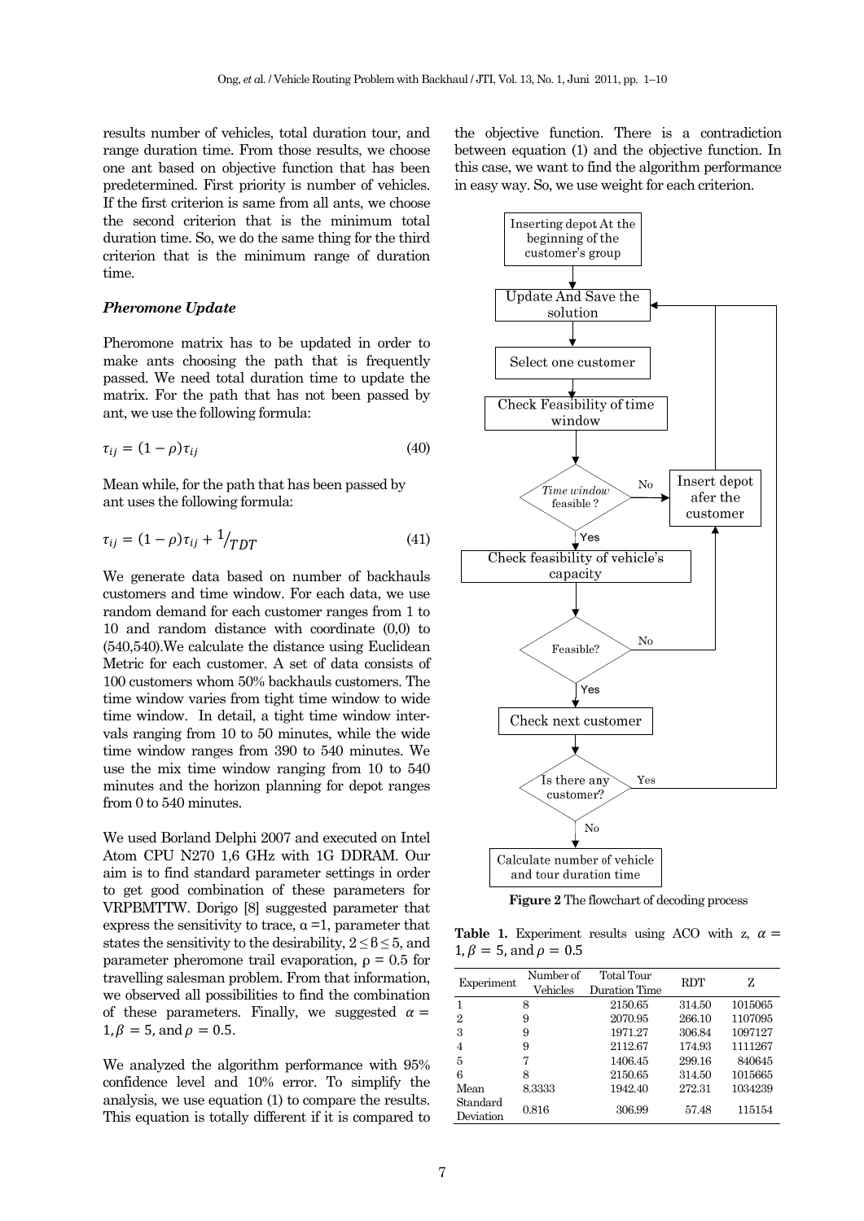results number of vehicles, total duration tour, and range duration time. From those results, we choose one ant based on objective function that has been predetermined. First priority is number of vehicles. If the first criterion is same from all ants, we choose the second criterion that is the minimum total duration time. So, we do the same thing for the third criterion that is the minimum range of duration time.

### *Pheromone Update*

Pheromone matrix has to be updated in order to make ants choosing the path that is frequently passed. We need total duration time to update the matrix. For the path that has not been passed by ant, we use the following formula:

$$\tau_{ij} = (1 - \rho)\tau_{ij} \tag{40}$$

Mean while, for the path that has been passed by ant uses the following formula:

$$\tau_{ij} = (1 - \rho)\tau_{ij} + {}^{1}\!/_{TDT} \tag{41}$$

We generate data based on number of backhauls customers and time window. For each data, we use random demand for each customer ranges from 1 to 10 and random distance with coordinate (0,0) to (540,540).We calculate the distance using Euclidean Metric for each customer. A set of data consists of 100 customers whom 50% backhauls customers. The time window varies from tight time window to wide time window. In detail, a tight time window inter-vals ranging from 10 to 50 minutes, while the wide time window ranges from 390 to 540 minutes. We use the mix time window ranging from 10 to 540 minutes and the horizon planning for depot ranges from 0 to 540 minutes.

We used Borland Delphi 2007 and executed on Intel Atom CPU N270 1,6 GHz with 1G DDRAM. Our aim is to find standard parameter settings in order to get good combination of these parameters for VRPBMTTW. Dorigo [8] suggested parameter that express the sensitivity to trace, $\alpha = 1$, parameter that states the sensitivity to the desirability, $2 \leq \beta \leq 5$, and parameter pheromone trail evaporation, $\rho = 0.5$ for travelling salesman problem. From that information, we observed all possibilities to find the combination of these parameters. Finally, we suggested $\alpha = 1, \beta = 5$, and $\rho = 0.5$.

We analyzed the algorithm performance with 95% confidence level and 10% error. To simplify the analysis, we use equation (1) to compare the results. This equation is totally different if it is compared to the objective function. There is a contradiction between equation (1) and the objective function. In this case, we want to find the algorithm performance in easy way. So, we use weight for each criterion.

**Figure 2** The flowchart of decoding process

**Table 1.** Experiment results using ACO with z, $\alpha = 1, \beta = 5$, and $\rho = 0.5$

| Experiment | Number of Vehicles | Total Tour Duration Time | RDT | Z |
|---|---|---|---|---|
| 1 | 8 | 2150.65 | 314.50 | 1015065 |
| 2 | 9 | 2070.95 | 266.10 | 1107095 |
| 3 | 9 | 1971.27 | 306.84 | 1097127 |
| 4 | 9 | 2112.67 | 174.93 | 1111267 |
| 5 | 7 | 1406.45 | 299.16 | 840645 |
| 6 | 8 | 2150.65 | 314.50 | 1015665 |
| Mean | 8.3333 | 1942.40 | 272.31 | 1034239 |
| Standard Deviation | 0.816 | 306.99 | 57.48 | 115154 |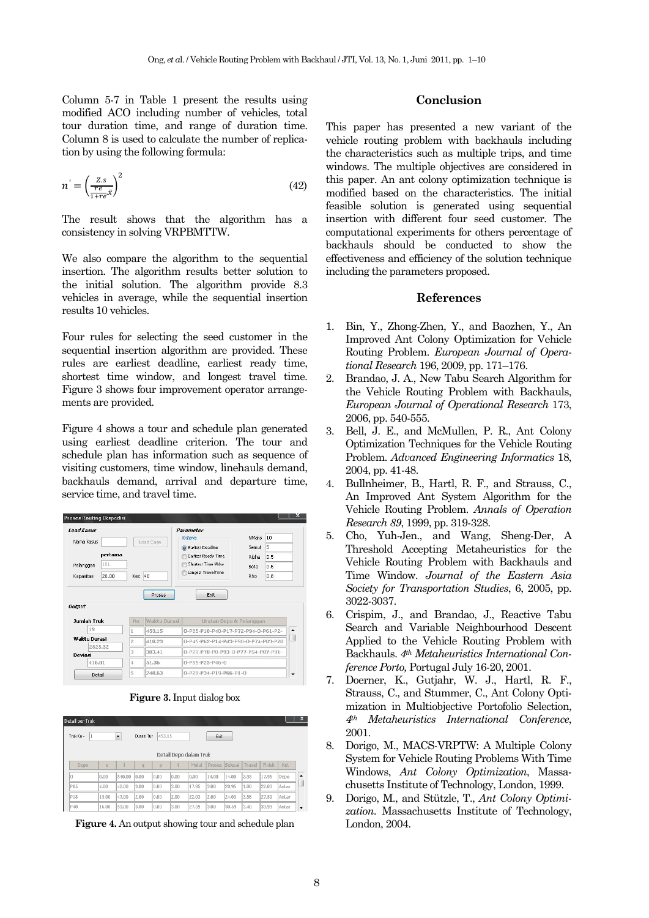Column 5-7 in Table 1 present the results using modified ACO including number of vehicles, total tour duration time, and range of duration time. Column 8 is used to calculate the number of replication by using the following formula:

$$n' = \left(\frac{Z.s}{\frac{re}{1+re}\bar{x}}\right)^2 \quad (42)$$

The result shows that the algorithm has a consistency in solving VRPBMTTW.

We also compare the algorithm to the sequential insertion. The algorithm results better solution to the initial solution. The algorithm provide 8.3 vehicles in average, while the sequential insertion results 10 vehicles.

Four rules for selecting the seed customer in the sequential insertion algorithm are provided. These rules are earliest deadline, earliest ready time, shortest time window, and longest travel time. Figure 3 shows four improvement operator arrangements are provided.

Figure 4 shows a tour and schedule plan generated using earliest deadline criterion. The tour and schedule plan has information such as sequence of visiting customers, time window, linehauls demand, backhauls demand, arrival and departure time, service time, and travel time.

**Figure 3.** Input dialog box

**Figure 4.** An output showing tour and schedule plan

## Conclusion

This paper has presented a new variant of the vehicle routing problem with backhauls including the characteristics such as multiple trips, and time windows. The multiple objectives are considered in this paper. An ant colony optimization technique is modified based on the characteristics. The initial feasible solution is generated using sequential insertion with different four seed customer. The computational experiments for others percentage of backhauls should be conducted to show the effectiveness and efficiency of the solution technique including the parameters proposed.

## References

1. Bin, Y., Zhong-Zhen, Y., and Baozhen, Y., An Improved Ant Colony Optimization for Vehicle Routing Problem. *European Journal of Operational Research* 196, 2009, pp. 171–176.
2. Brandao, J. A., New Tabu Search Algorithm for the Vehicle Routing Problem with Backhauls, *European Journal of Operational Research* 173, 2006, pp. 540-555.
3. Bell, J. E., and McMullen, P. R., Ant Colony Optimization Techniques for the Vehicle Routing Problem. *Advanced Engineering Informatics* 18, 2004, pp. 41-48.
4. Bullnheimer, B., Hartl, R. F., and Strauss, C., An Improved Ant System Algorithm for the Vehicle Routing Problem. *Annals of Operation Research 89*, 1999, pp. 319-328.
5. Cho, Yuh-Jen., and Wang, Sheng-Der, A Threshold Accepting Metaheuristics for the Vehicle Routing Problem with Backhauls and Time Window. *Journal of the Eastern Asia Society for Transportation Studies*, 6, 2005, pp. 3022-3037.
6. Crispim, J., and Brandao, J., Reactive Tabu Search and Variable Neighbourhood Descent Applied to the Vehicle Routing Problem with Backhauls. *4th Metaheuristics International Conference Porto,* Portugal July 16-20, 2001.
7. Doerner, K., Gutjahr, W. J., Hartl, R. F., Strauss, C., and Stummer, C., Ant Colony Optimization in Multiobjective Portofolio Selection, *4th Metaheuristics International Conference*, 2001.
8. Dorigo, M., MACS-VRPTW: A Multiple Colony System for Vehicle Routing Problems With Time Windows, *Ant Colony Optimization*, Massachusetts Institute of Technology, London, 1999.
9. Dorigo, M., and Stützle, T., *Ant Colony Optimization*. Massachusetts Institute of Technology, London, 2004.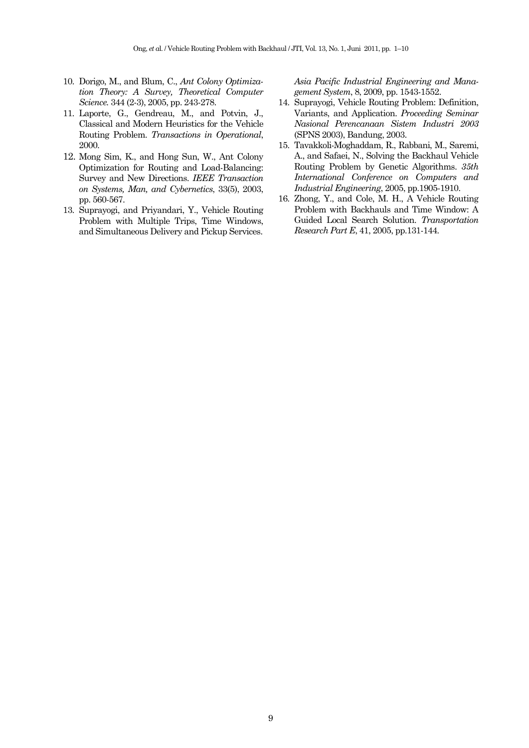10. Dorigo, M., and Blum, C., *Ant Colony Optimization Theory: A Survey, Theoretical Computer Science.* 344 (2-3), 2005, pp. 243-278.
11. Laporte, G., Gendreau, M., and Potvin, J., Classical and Modern Heuristics for the Vehicle Routing Problem. *Transactions in Operational*, 2000.
12. Mong Sim, K., and Hong Sun, W., Ant Colony Optimization for Routing and Load-Balancing: Survey and New Directions. *IEEE Transaction on Systems, Man, and Cybernetics*, 33(5), 2003, pp. 560-567.
13. Suprayogi, and Priyandari, Y., Vehicle Routing Problem with Multiple Trips, Time Windows, and Simultaneous Delivery and Pickup Services. *Asia Pacific Industrial Engineering and Management System*, 8, 2009, pp. 1543-1552.
14. Suprayogi, Vehicle Routing Problem: Definition, Variants, and Application. *Proceeding Seminar Nasional Perencanaan Sistem Industri 2003* (SPNS 2003), Bandung, 2003.
15. Tavakkoli-Moghaddam, R., Rabbani, M., Saremi, A., and Safaei, N., Solving the Backhaul Vehicle Routing Problem by Genetic Algorithms. *35th International Conference on Computers and Industrial Engineering*, 2005, pp.1905-1910.
16. Zhong, Y., and Cole, M. H., A Vehicle Routing Problem with Backhauls and Time Window: A Guided Local Search Solution. *Transportation Research Part E*, 41, 2005, pp.131-144.